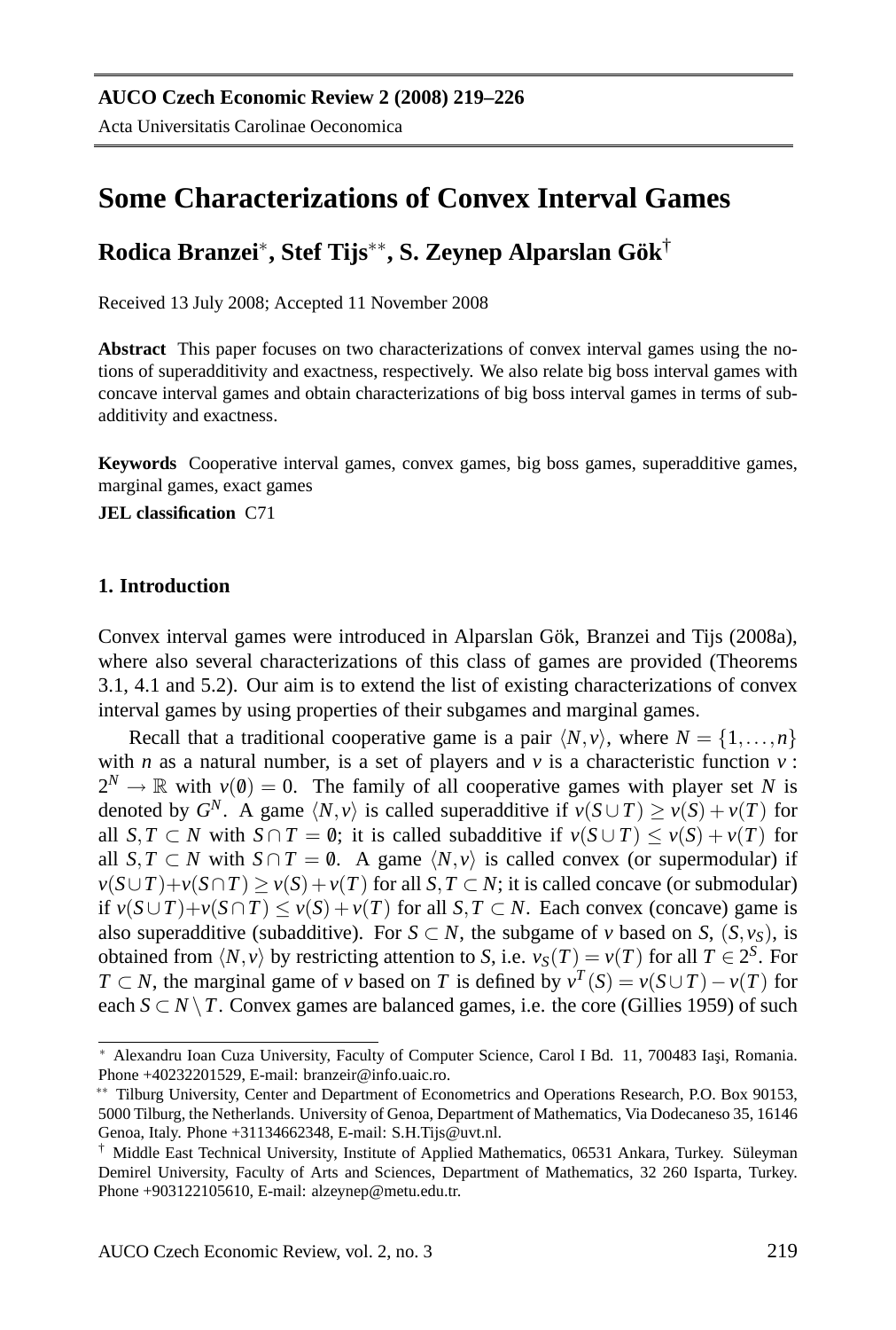**AUCO Czech Economic Review 2 (2008) 219–226**

Acta Universitatis Carolinae Oeconomica

# Some Characterizations of Convex Interval Games

## Rodica Branzei[∗], Stef Tijs[∗∗], S. Zeynep Alparslan Gök[†]

Received 13 July 2008; Accepted 11 November 2008

**Abstract** This paper focuses on two characterizations of convex interval games using the notions of superadditivity and exactness, respectively. We also relate big boss interval games with concave interval games and obtain characterizations of big boss interval games in terms of subadditivity and exactness.

**Keywords** Cooperative interval games, convex games, big boss games, superadditive games, marginal games, exact games

**JEL classification** C71

### 1. Introduction

Convex interval games were introduced in Alparslan Gök, Branzei and Tijs (2008a), where also several characterizations of this class of games are provided (Theorems 3.1, 4.1 and 5.2). Our aim is to extend the list of existing characterizations of convex interval games by using properties of their subgames and marginal games.

Recall that a traditional cooperative game is a pair $\langle N, v\rangle$, where $N = \{1,\dots,n\}$ with $n$ as a natural number, is a set of players and $v$ is a characteristic function $v : 2^N \rightarrow \mathbb{R}$ with $v(\emptyset) = 0$. The family of all cooperative games with player set $N$ is denoted by $G^N$. A game $\langle N, v\rangle$ is called superadditive if $v(S \cup T) \geq v(S) + v(T)$ for all $S, T \subset N$ with $S \cap T = \emptyset$; it is called subadditive if $v(S \cup T) \leq v(S) + v(T)$ for all $S, T \subset N$ with $S \cap T = \emptyset$. A game $\langle N, v\rangle$ is called convex (or supermodular) if $v(S\cup T)+v(S\cap T) \geq v(S)+v(T)$ for all $S, T \subset N$; it is called concave (or submodular) if $v(S\cup T)+v(S\cap T) \leq v(S)+v(T)$ for all $S, T \subset N$. Each convex (concave) game is also superadditive (subadditive). For $S \subset N$, the subgame of $v$ based on $S$, $(S, v_S)$, is obtained from $\langle N, v\rangle$ by restricting attention to $S$, i.e. $v_S(T) = v(T)$ for all $T \in 2^S$. For $T \subset N$, the marginal game of $v$ based on $T$ is defined by $v^T(S) = v(S \cup T) - v(T)$ for each $S \subset N \setminus T$. Convex games are balanced games, i.e. the core (Gillies 1959) of such

---

[∗] Alexandru Ioan Cuza University, Faculty of Computer Science, Carol I Bd. 11, 700483 Iaşi, Romania. Phone +40232201529, E-mail: branzeir@info.uaic.ro.

[∗∗] Tilburg University, Center and Department of Econometrics and Operations Research, P.O. Box 90153, 5000 Tilburg, the Netherlands. University of Genoa, Department of Mathematics, Via Dodecaneso 35, 16146 Genoa, Italy. Phone +31134662348, E-mail: S.H.Tijs@uvt.nl.

[†] Middle East Technical University, Institute of Applied Mathematics, 06531 Ankara, Turkey. Süleyman Demirel University, Faculty of Arts and Sciences, Department of Mathematics, 32 260 Isparta, Turkey. Phone +903122105610, E-mail: alzeynep@metu.edu.tr.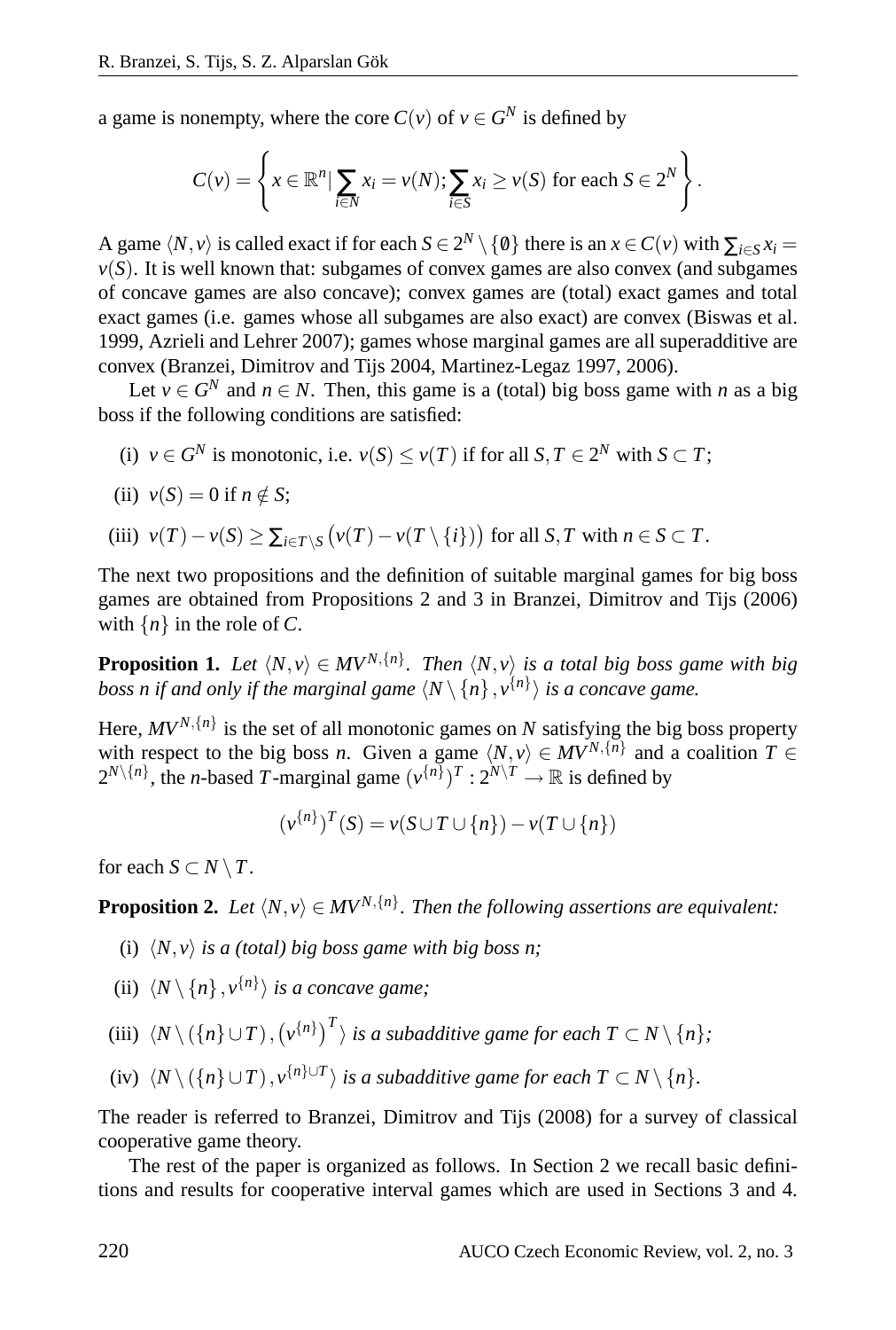a game is nonempty, where the core $C(v)$ of $v \in G^N$ is defined by

$$C(v) = \left\{ x \in \mathbb{R}^n | \sum_{i \in N} x_i = v(N); \sum_{i \in S} x_i \geq v(S) \text{ for each } S \in 2^N \right\}.$$

A game $\langle N, v \rangle$ is called exact if for each $S \in 2^N \setminus \{\emptyset\}$ there is an $x \in C(v)$ with $\sum_{i \in S} x_i = v(S)$. It is well known that: subgames of convex games are also convex (and subgames of concave games are also concave); convex games are (total) exact games and total exact games (i.e. games whose all subgames are also exact) are convex (Biswas et al. 1999, Azrieli and Lehrer 2007); games whose marginal games are all superadditive are convex (Branzei, Dimitrov and Tijs 2004, Martinez-Legaz 1997, 2006).

Let $v \in G^N$ and $n \in N$. Then, this game is a (total) big boss game with $n$ as a big boss if the following conditions are satisfied:

(i) $v \in G^N$ is monotonic, i.e. $v(S) \leq v(T)$ if for all $S, T \in 2^N$ with $S \subset T$;

(ii) $v(S) = 0$ if $n \notin S$;

(iii) $v(T) - v(S) \geq \sum_{i \in T \setminus S} \left( v(T) - v(T \setminus \{i\}) \right)$ for all $S, T$ with $n \in S \subset T$.

The next two propositions and the definition of suitable marginal games for big boss games are obtained from Propositions 2 and 3 in Branzei, Dimitrov and Tijs (2006) with $\{n\}$ in the role of $C$.

**Proposition 1.** *Let $\langle N, v \rangle \in MV^{N,\{n\}}$. Then $\langle N, v \rangle$ is a total big boss game with big boss n if and only if the marginal game $\langle N \setminus \{n\}, v^{\{n\}} \rangle$ is a concave game.*

Here, $MV^{N,\{n\}}$ is the set of all monotonic games on $N$ satisfying the big boss property with respect to the big boss $n$. Given a game $\langle N, v \rangle \in MV^{N,\{n\}}$ and a coalition $T \in 2^{N \setminus \{n\}}$, the $n$-based $T$-marginal game $(v^{\{n\}})^T : 2^{N \setminus T} \to \mathbb{R}$ is defined by

$$(v^{\{n\}})^T(S) = v(S \cup T \cup \{n\}) - v(T \cup \{n\})$$

for each $S \subset N \setminus T$.

**Proposition 2.** *Let $\langle N, v \rangle \in MV^{N,\{n\}}$. Then the following assertions are equivalent:*

(i) *$\langle N, v \rangle$ is a (total) big boss game with big boss n;*

(ii) *$\langle N \setminus \{n\}, v^{\{n\}} \rangle$ is a concave game;*

(iii) *$\langle N \setminus (\{n\} \cup T), \left(v^{\{n\}}\right)^T \rangle$ is a subadditive game for each $T \subset N \setminus \{n\}$;*

(iv) *$\langle N \setminus (\{n\} \cup T), v^{\{n\} \cup T} \rangle$ is a subadditive game for each $T \subset N \setminus \{n\}$.*

The reader is referred to Branzei, Dimitrov and Tijs (2008) for a survey of classical cooperative game theory.

The rest of the paper is organized as follows. In Section 2 we recall basic definitions and results for cooperative interval games which are used in Sections 3 and 4.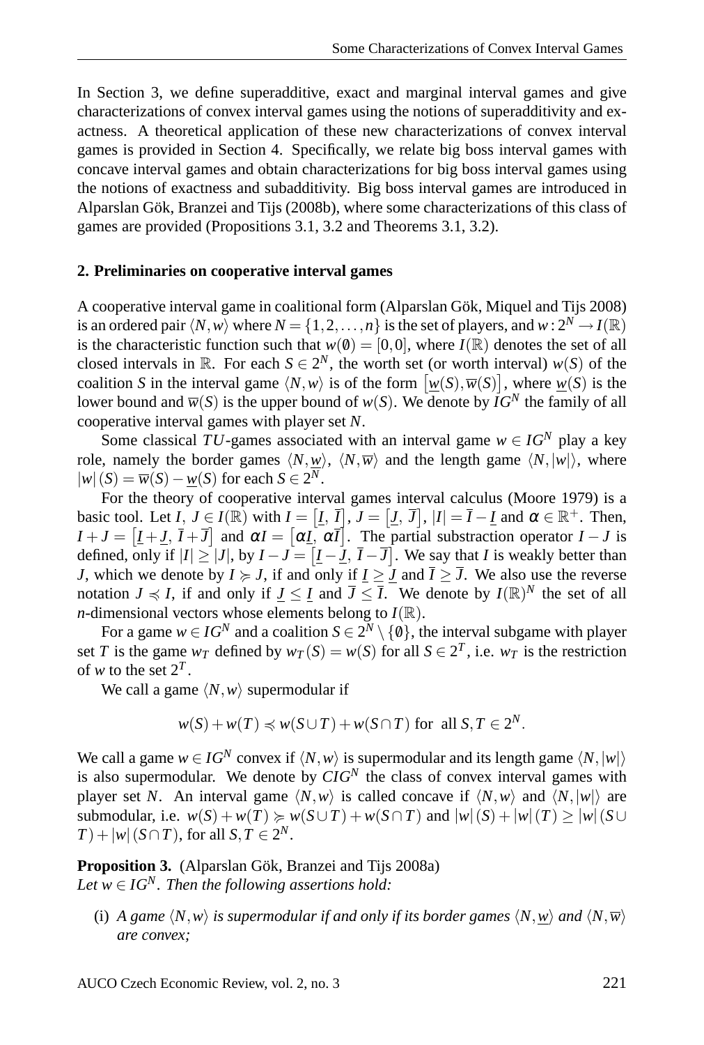In Section 3, we define superadditive, exact and marginal interval games and give characterizations of convex interval games using the notions of superadditivity and exactness. A theoretical application of these new characterizations of convex interval games is provided in Section 4. Specifically, we relate big boss interval games with concave interval games and obtain characterizations for big boss interval games using the notions of exactness and subadditivity. Big boss interval games are introduced in Alparslan Gök, Branzei and Tijs (2008b), where some characterizations of this class of games are provided (Propositions 3.1, 3.2 and Theorems 3.1, 3.2).

## 2. Preliminaries on cooperative interval games

A cooperative interval game in coalitional form (Alparslan Gök, Miquel and Tijs 2008) is an ordered pair $\langle N, w\rangle$ where $N = \{1, 2, \ldots, n\}$ is the set of players, and $w\colon 2^N \to I(\mathbb{R})$ is the characteristic function such that $w(\emptyset) = [0,0]$, where $I(\mathbb{R})$ denotes the set of all closed intervals in $\mathbb{R}$. For each $S \in 2^N$, the worth set (or worth interval) $w(S)$ of the coalition $S$ in the interval game $\langle N, w\rangle$ is of the form $\left[\underline{w}(S), \overline{w}(S)\right]$, where $\underline{w}(S)$ is the lower bound and $\overline{w}(S)$ is the upper bound of $w(S)$. We denote by $IG^N$ the family of all cooperative interval games with player set $N$.

Some classical $TU$-games associated with an interval game $w \in IG^N$ play a key role, namely the border games $\langle N, \underline{w}\rangle$, $\langle N, \overline{w}\rangle$ and the length game $\langle N, |w|\rangle$, where $|w|(S) = \overline{w}(S) - \underline{w}(S)$ for each $S \in 2^N$.

For the theory of cooperative interval games interval calculus (Moore 1979) is a basic tool. Let $I,\ J \in I(\mathbb{R})$ with $I = \left[\underline{I},\ \overline{I}\right]$, $J = \left[\underline{J},\ \overline{J}\right]$, $|I| = \overline{I} - \underline{I}$ and $\alpha \in \mathbb{R}^+$. Then, $I + J = \left[\underline{I} + \underline{J},\ \overline{I} + \overline{J}\right]$ and $\alpha I = \left[\alpha \underline{I},\ \alpha \overline{I}\right]$. The partial substraction operator $I - J$ is defined, only if $|I| \geq |J|$, by $I - J = \left[\underline{I} - \underline{J},\ \overline{I} - \overline{J}\right]$. We say that $I$ is weakly better than $J$, which we denote by $I \succcurlyeq J$, if and only if $\underline{I} \geq \underline{J}$ and $\overline{I} \geq \overline{J}$. We also use the reverse notation $J \preccurlyeq I$, if and only if $\underline{J} \leq \underline{I}$ and $\overline{J} \leq \overline{I}$. We denote by $I(\mathbb{R})^N$ the set of all $n$-dimensional vectors whose elements belong to $I(\mathbb{R})$.

For a game $w \in IG^N$ and a coalition $S \in 2^N \setminus \{\emptyset\}$, the interval subgame with player set $T$ is the game $w_T$ defined by $w_T(S) = w(S)$ for all $S \in 2^T$, i.e. $w_T$ is the restriction of $w$ to the set $2^T$.

We call a game $\langle N, w\rangle$ supermodular if

$$w(S) + w(T) \preccurlyeq w(S \cup T) + w(S \cap T) \text{ for all } S, T \in 2^N.$$

We call a game $w \in IG^N$ convex if $\langle N, w\rangle$ is supermodular and its length game $\langle N, |w|\rangle$ is also supermodular. We denote by $CIG^N$ the class of convex interval games with player set $N$. An interval game $\langle N, w\rangle$ is called concave if $\langle N, w\rangle$ and $\langle N, |w|\rangle$ are submodular, i.e. $w(S) + w(T) \succcurlyeq w(S \cup T) + w(S \cap T)$ and $|w|(S) + |w|(T) \geq |w|(S \cup T) + |w|(S \cap T)$, for all $S, T \in 2^N$.

**Proposition 3.** (Alparslan Gök, Branzei and Tijs 2008a)
*Let $w \in IG^N$. Then the following assertions hold:*

(i) *A game $\langle N, w\rangle$ is supermodular if and only if its border games $\langle N, \underline{w}\rangle$ and $\langle N, \overline{w}\rangle$ are convex;*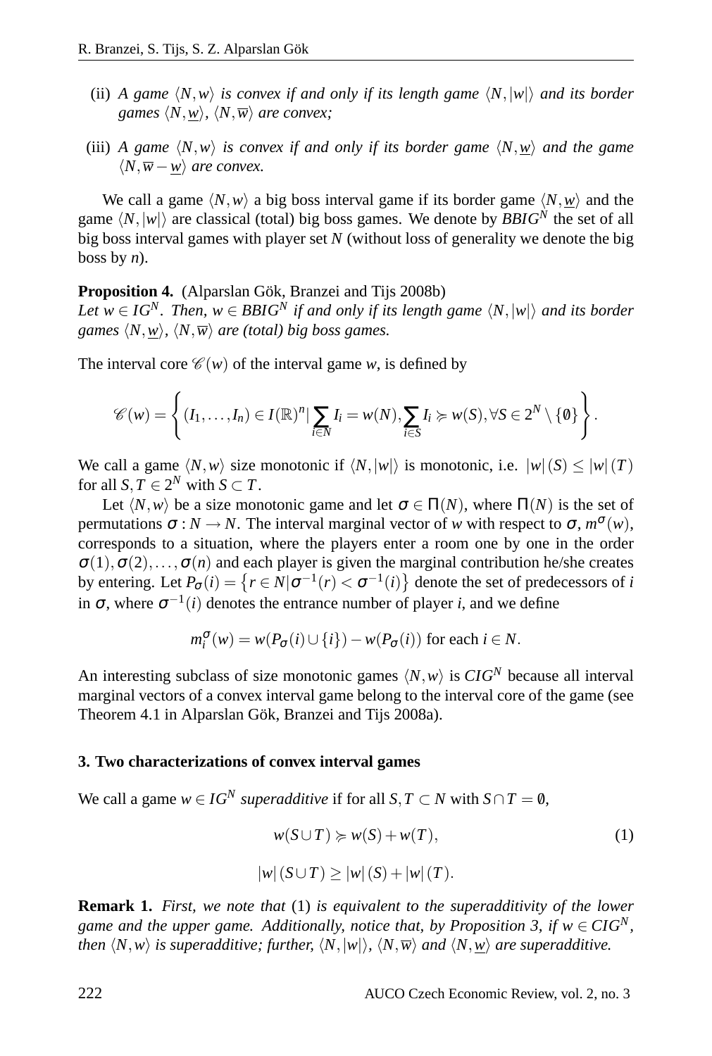(ii) *A game $\langle N, w\rangle$ is convex if and only if its length game $\langle N, |w|\rangle$ and its border games $\langle N, \underline{w}\rangle$, $\langle N, \overline{w}\rangle$ are convex;*

(iii) *A game $\langle N, w\rangle$ is convex if and only if its border game $\langle N, \underline{w}\rangle$ and the game $\langle N, \overline{w} - \underline{w}\rangle$ are convex.*

We call a game $\langle N, w\rangle$ a big boss interval game if its border game $\langle N, \underline{w}\rangle$ and the game $\langle N, |w|\rangle$ are classical (total) big boss games. We denote by $BBIG^N$ the set of all big boss interval games with player set $N$ (without loss of generality we denote the big boss by $n$).

**Proposition 4.** (Alparslan Gök, Branzei and Tijs 2008b)
*Let $w \in IG^N$. Then, $w \in BBIG^N$ if and only if its length game $\langle N, |w|\rangle$ and its border games $\langle N, \underline{w}\rangle$, $\langle N, \overline{w}\rangle$ are (total) big boss games.*

The interval core $\mathscr{C}(w)$ of the interval game $w$, is defined by

$$\mathscr{C}(w) = \left\{ (I_1, \ldots, I_n) \in I(\mathbb{R})^n | \sum_{i \in N} I_i = w(N), \sum_{i \in S} I_i \succcurlyeq w(S), \forall S \in 2^N \setminus \{\emptyset\} \right\}.$$

We call a game $\langle N, w\rangle$ size monotonic if $\langle N, |w|\rangle$ is monotonic, i.e. $|w|(S) \leq |w|(T)$ for all $S, T \in 2^N$ with $S \subset T$.

Let $\langle N, w\rangle$ be a size monotonic game and let $\sigma \in \Pi(N)$, where $\Pi(N)$ is the set of permutations $\sigma : N \to N$. The interval marginal vector of $w$ with respect to $\sigma$, $m^\sigma(w)$, corresponds to a situation, where the players enter a room one by one in the order $\sigma(1), \sigma(2), \ldots, \sigma(n)$ and each player is given the marginal contribution he/she creates by entering. Let $P_\sigma(i) = \left\{ r \in N | \sigma^{-1}(r) < \sigma^{-1}(i) \right\}$ denote the set of predecessors of $i$ in $\sigma$, where $\sigma^{-1}(i)$ denotes the entrance number of player $i$, and we define

$$m_i^\sigma(w) = w(P_\sigma(i) \cup \{i\}) - w(P_\sigma(i)) \text{ for each } i \in N.$$

An interesting subclass of size monotonic games $\langle N, w\rangle$ is $CIG^N$ because all interval marginal vectors of a convex interval game belong to the interval core of the game (see Theorem 4.1 in Alparslan Gök, Branzei and Tijs 2008a).

### 3. Two characterizations of convex interval games

We call a game $w \in IG^N$ *superadditive* if for all $S, T \subset N$ with $S \cap T = \emptyset$,

$$w(S \cup T) \succcurlyeq w(S) + w(T), \tag{1}$$

$$|w|(S \cup T) \geq |w|(S) + |w|(T).$$

**Remark 1.** *First, we note that* (1) *is equivalent to the superadditivity of the lower game and the upper game. Additionally, notice that, by Proposition 3, if $w \in CIG^N$, then $\langle N, w\rangle$ is superadditive; further, $\langle N, |w|\rangle$, $\langle N, \overline{w}\rangle$ and $\langle N, \underline{w}\rangle$ are superadditive.*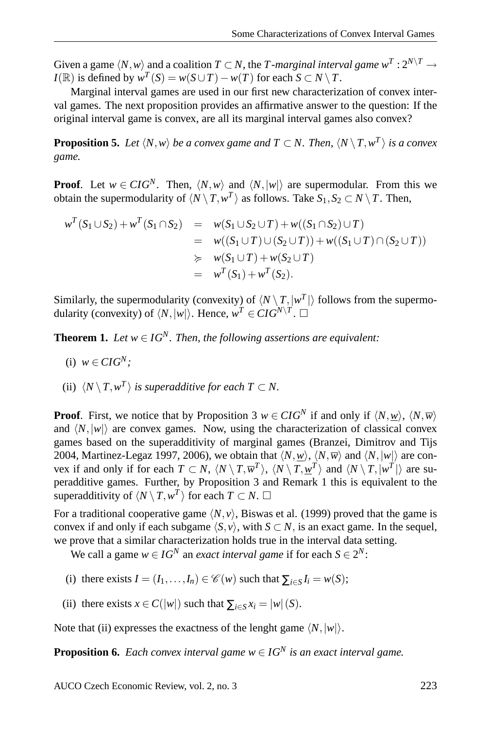Given a game $\langle N, w\rangle$ and a coalition $T \subset N$, the *T-marginal interval game* $w^T : 2^{N\setminus T} \to I(\mathbb{R})$ is defined by $w^T(S) = w(S \cup T) - w(T)$ for each $S \subset N \setminus T$.

Marginal interval games are used in our first new characterization of convex interval games. The next proposition provides an affirmative answer to the question: If the original interval game is convex, are all its marginal interval games also convex?

**Proposition 5.** *Let $\langle N, w\rangle$ be a convex game and $T \subset N$. Then, $\langle N \setminus T, w^T\rangle$ is a convex game.*

**Proof**. Let $w \in CIG^N$. Then, $\langle N, w\rangle$ and $\langle N, |w|\rangle$ are supermodular. From this we obtain the supermodularity of $\langle N \setminus T, w^T\rangle$ as follows. Take $S_1, S_2 \subset N \setminus T$. Then,

$$
\begin{aligned}
w^T(S_1 \cup S_2) + w^T(S_1 \cap S_2) &= w(S_1 \cup S_2 \cup T) + w((S_1 \cap S_2) \cup T) \\
&= w((S_1 \cup T) \cup (S_2 \cup T)) + w((S_1 \cup T) \cap (S_2 \cup T)) \\
&\succcurlyeq w(S_1 \cup T) + w(S_2 \cup T) \\
&= w^T(S_1) + w^T(S_2).
\end{aligned}
$$

Similarly, the supermodularity (convexity) of $\langle N \setminus T, |w^T|\rangle$ follows from the supermodularity (convexity) of $\langle N, |w|\rangle$. Hence, $w^T \in CIG^{N\setminus T}$. $\square$

**Theorem 1.** *Let $w \in IG^N$. Then, the following assertions are equivalent:*

(i) $w \in CIG^N$;

(ii) $\langle N \setminus T, w^T\rangle$ *is superadditive for each* $T \subset N$.

**Proof**. First, we notice that by Proposition 3 $w \in CIG^N$ if and only if $\langle N, \underline{w}\rangle$, $\langle N, \overline{w}\rangle$ and $\langle N, |w|\rangle$ are convex games. Now, using the characterization of classical convex games based on the superadditivity of marginal games (Branzei, Dimitrov and Tijs 2004, Martinez-Legaz 1997, 2006), we obtain that $\langle N, \underline{w}\rangle$, $\langle N, \overline{w}\rangle$ and $\langle N, |w|\rangle$ are convex if and only if for each $T \subset N$, $\langle N \setminus T, \overline{w}^T\rangle$, $\langle N \setminus T, \underline{w}^T\rangle$ and $\langle N \setminus T, |w^T|\rangle$ are superadditive games. Further, by Proposition 3 and Remark 1 this is equivalent to the superadditivity of $\langle N \setminus T, w^T\rangle$ for each $T \subset N$. $\square$

For a traditional cooperative game $\langle N, v\rangle$, Biswas et al. (1999) proved that the game is convex if and only if each subgame $\langle S, v\rangle$, with $S \subset N$, is an exact game. In the sequel, we prove that a similar characterization holds true in the interval data setting.

We call a game $w \in IG^N$ an *exact interval game* if for each $S \in 2^N$:

(i) there exists $I = (I_1, \dots, I_n) \in \mathscr{C}(w)$ such that $\sum_{i\in S} I_i = w(S)$;

(ii) there exists $x \in C(|w|)$ such that $\sum_{i\in S} x_i = |w|(S)$.

Note that (ii) expresses the exactness of the lenght game $\langle N, |w|\rangle$.

**Proposition 6.** *Each convex interval game $w \in IG^N$ is an exact interval game.*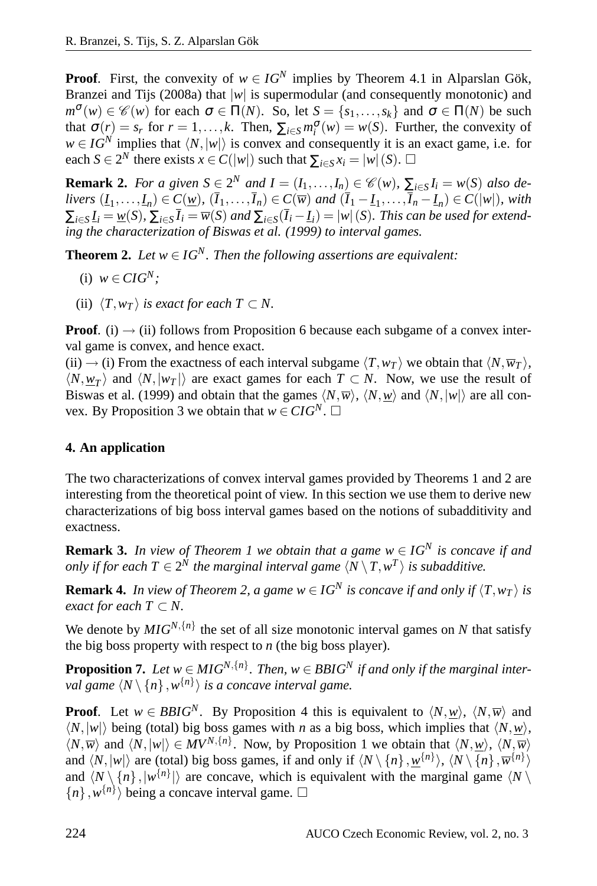**Proof**. First, the convexity of $w \in IG^N$ implies by Theorem 4.1 in Alparslan Gök, Branzei and Tijs (2008a) that $|w|$ is supermodular (and consequently monotonic) and $m^{\sigma}(w) \in \mathscr{C}(w)$ for each $\sigma \in \Pi(N)$. So, let $S = \{s_1, \ldots, s_k\}$ and $\sigma \in \Pi(N)$ be such that $\sigma(r) = s_r$ for $r = 1, \ldots, k$. Then, $\sum_{i \in S} m_i^{\sigma}(w) = w(S)$. Further, the convexity of $w \in IG^N$ implies that $\langle N, |w| \rangle$ is convex and consequently it is an exact game, i.e. for each $S \in 2^N$ there exists $x \in C(|w|)$ such that $\sum_{i \in S} x_i = |w|(S)$. □

**Remark 2.** *For a given $S \in 2^N$ and $I = (I_1, \ldots, I_n) \in \mathscr{C}(w)$, $\sum_{i \in S} I_i = w(S)$ also delivers $(\underline{I}_1, \ldots, \underline{I}_n) \in C(\underline{w})$, $(\overline{I}_1, \ldots, \overline{I}_n) \in C(\overline{w})$ and $(\overline{I}_1 - \underline{I}_1, \ldots, \overline{I}_n - \underline{I}_n) \in C(|w|)$, with $\sum_{i \in S} \underline{I}_i = \underline{w}(S)$, $\sum_{i \in S} \overline{I}_i = \overline{w}(S)$ and $\sum_{i \in S} (\overline{I}_i - \underline{I}_i) = |w|(S)$. This can be used for extending the characterization of Biswas et al. (1999) to interval games.*

**Theorem 2.** *Let $w \in IG^N$. Then the following assertions are equivalent:*

(i) $w \in CIG^N$;

(ii) $\langle T, w_T \rangle$ *is exact for each* $T \subset N$.

**Proof**. (i) → (ii) follows from Proposition 6 because each subgame of a convex interval game is convex, and hence exact.
(ii) → (i) From the exactness of each interval subgame $\langle T, w_T \rangle$ we obtain that $\langle N, \overline{w}_T \rangle$, $\langle N, \underline{w}_T \rangle$ and $\langle N, |w_T| \rangle$ are exact games for each $T \subset N$. Now, we use the result of Biswas et al. (1999) and obtain that the games $\langle N, \overline{w} \rangle$, $\langle N, \underline{w} \rangle$ and $\langle N, |w| \rangle$ are all convex. By Proposition 3 we obtain that $w \in CIG^N$. □

## 4. An application

The two characterizations of convex interval games provided by Theorems 1 and 2 are interesting from the theoretical point of view. In this section we use them to derive new characterizations of big boss interval games based on the notions of subadditivity and exactness.

**Remark 3.** *In view of Theorem 1 we obtain that a game $w \in IG^N$ is concave if and only if for each $T \in 2^N$ the marginal interval game $\langle N \setminus T, w^T \rangle$ is subadditive.*

**Remark 4.** *In view of Theorem 2, a game $w \in IG^N$ is concave if and only if $\langle T, w_T \rangle$ is exact for each $T \subset N$.*

We denote by $MIG^{N,\{n\}}$ the set of all size monotonic interval games on $N$ that satisfy the big boss property with respect to $n$ (the big boss player).

**Proposition 7.** *Let $w \in MIG^{N,\{n\}}$. Then, $w \in BBIG^N$ if and only if the marginal interval game $\langle N \setminus \{n\}, w^{\{n\}} \rangle$ is a concave interval game.*

**Proof**. Let $w \in BBIG^N$. By Proposition 4 this is equivalent to $\langle N, \underline{w} \rangle$, $\langle N, \overline{w} \rangle$ and $\langle N, |w| \rangle$ being (total) big boss games with $n$ as a big boss, which implies that $\langle N, \underline{w} \rangle$, $\langle N, \overline{w} \rangle$ and $\langle N, |w| \rangle \in MV^{N,\{n\}}$. Now, by Proposition 1 we obtain that $\langle N, \underline{w} \rangle$, $\langle N, \overline{w} \rangle$ and $\langle N, |w| \rangle$ are (total) big boss games, if and only if $\langle N \setminus \{n\}, \underline{w}^{\{n\}} \rangle$, $\langle N \setminus \{n\}, \overline{w}^{\{n\}} \rangle$ and $\langle N \setminus \{n\}, |w^{\{n\}}| \rangle$ are concave, which is equivalent with the marginal game $\langle N \setminus \{n\}, w^{\{n\}} \rangle$ being a concave interval game. □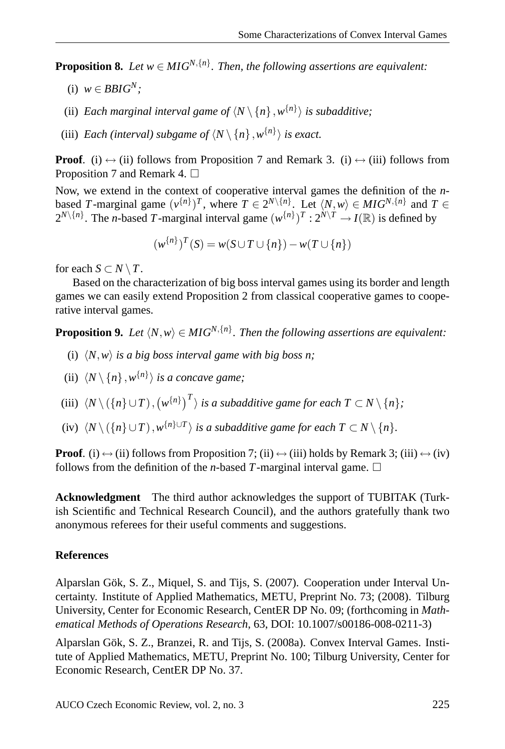**Proposition 8.** *Let $w \in MIG^{N,\{n\}}$. Then, the following assertions are equivalent:*

(i) *$w \in BBIG^N$;*

(ii) *Each marginal interval game of $\langle N \setminus \{n\}, w^{\{n\}} \rangle$ is subadditive;*

(iii) *Each (interval) subgame of $\langle N \setminus \{n\}, w^{\{n\}} \rangle$ is exact.*

**Proof**. (i) $\leftrightarrow$ (ii) follows from Proposition 7 and Remark 3. (i) $\leftrightarrow$ (iii) follows from Proposition 7 and Remark 4. $\square$

Now, we extend in the context of cooperative interval games the definition of the $n$-based $T$-marginal game $(v^{\{n\}})^T$, where $T \in 2^{N \setminus \{n\}}$. Let $\langle N, w \rangle \in MIG^{N,\{n\}}$ and $T \in 2^{N \setminus \{n\}}$. The $n$-based $T$-marginal interval game $(w^{\{n\}})^T : 2^{N \setminus T} \to I(\mathbb{R})$ is defined by

$$(w^{\{n\}})^T(S) = w(S \cup T \cup \{n\}) - w(T \cup \{n\})$$

for each $S \subset N \setminus T$.

Based on the characterization of big boss interval games using its border and length games we can easily extend Proposition 2 from classical cooperative games to cooperative interval games.

**Proposition 9.** *Let $\langle N, w \rangle \in MIG^{N,\{n\}}$. Then the following assertions are equivalent:*

(i) *$\langle N, w \rangle$ is a big boss interval game with big boss n;*

(ii) *$\langle N \setminus \{n\}, w^{\{n\}} \rangle$ is a concave game;*

(iii) *$\langle N \setminus (\{n\} \cup T), \left(w^{\{n\}}\right)^T \rangle$ is a subadditive game for each $T \subset N \setminus \{n\}$;*

(iv) *$\langle N \setminus (\{n\} \cup T), w^{\{n\} \cup T} \rangle$ is a subadditive game for each $T \subset N \setminus \{n\}$.*

**Proof**. (i) $\leftrightarrow$ (ii) follows from Proposition 7; (ii) $\leftrightarrow$ (iii) holds by Remark 3; (iii) $\leftrightarrow$ (iv) follows from the definition of the $n$-based $T$-marginal interval game. $\square$

**Acknowledgment** The third author acknowledges the support of TUBITAK (Turkish Scientific and Technical Research Council), and the authors gratefully thank two anonymous referees for their useful comments and suggestions.

## References

Alparslan Gök, S. Z., Miquel, S. and Tijs, S. (2007). Cooperation under Interval Uncertainty. Institute of Applied Mathematics, METU, Preprint No. 73; (2008). Tilburg University, Center for Economic Research, CentER DP No. 09; (forthcoming in *Mathematical Methods of Operations Research*, 63, DOI: 10.1007/s00186-008-0211-3)

Alparslan Gök, S. Z., Branzei, R. and Tijs, S. (2008a). Convex Interval Games. Institute of Applied Mathematics, METU, Preprint No. 100; Tilburg University, Center for Economic Research, CentER DP No. 37.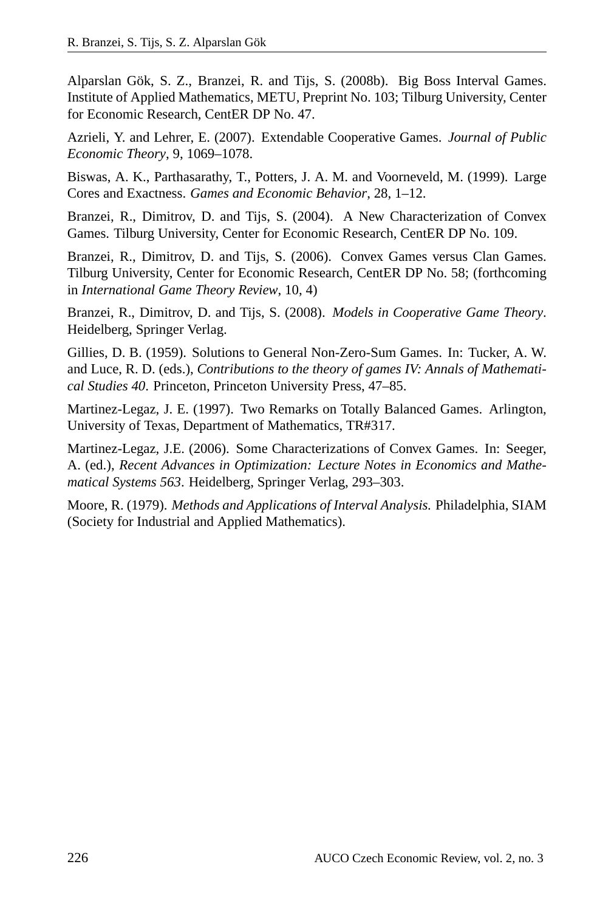Alparslan Gök, S. Z., Branzei, R. and Tijs, S. (2008b). Big Boss Interval Games. Institute of Applied Mathematics, METU, Preprint No. 103; Tilburg University, Center for Economic Research, CentER DP No. 47.

Azrieli, Y. and Lehrer, E. (2007). Extendable Cooperative Games. *Journal of Public Economic Theory*, 9, 1069–1078.

Biswas, A. K., Parthasarathy, T., Potters, J. A. M. and Voorneveld, M. (1999). Large Cores and Exactness. *Games and Economic Behavior*, 28, 1–12.

Branzei, R., Dimitrov, D. and Tijs, S. (2004). A New Characterization of Convex Games. Tilburg University, Center for Economic Research, CentER DP No. 109.

Branzei, R., Dimitrov, D. and Tijs, S. (2006). Convex Games versus Clan Games. Tilburg University, Center for Economic Research, CentER DP No. 58; (forthcoming in *International Game Theory Review*, 10, 4)

Branzei, R., Dimitrov, D. and Tijs, S. (2008). *Models in Cooperative Game Theory*. Heidelberg, Springer Verlag.

Gillies, D. B. (1959). Solutions to General Non-Zero-Sum Games. In: Tucker, A. W. and Luce, R. D. (eds.), *Contributions to the theory of games IV: Annals of Mathematical Studies 40*. Princeton, Princeton University Press, 47–85.

Martinez-Legaz, J. E. (1997). Two Remarks on Totally Balanced Games. Arlington, University of Texas, Department of Mathematics, TR#317.

Martinez-Legaz, J.E. (2006). Some Characterizations of Convex Games. In: Seeger, A. (ed.), *Recent Advances in Optimization: Lecture Notes in Economics and Mathematical Systems 563*. Heidelberg, Springer Verlag, 293–303.

Moore, R. (1979). *Methods and Applications of Interval Analysis.* Philadelphia, SIAM (Society for Industrial and Applied Mathematics).